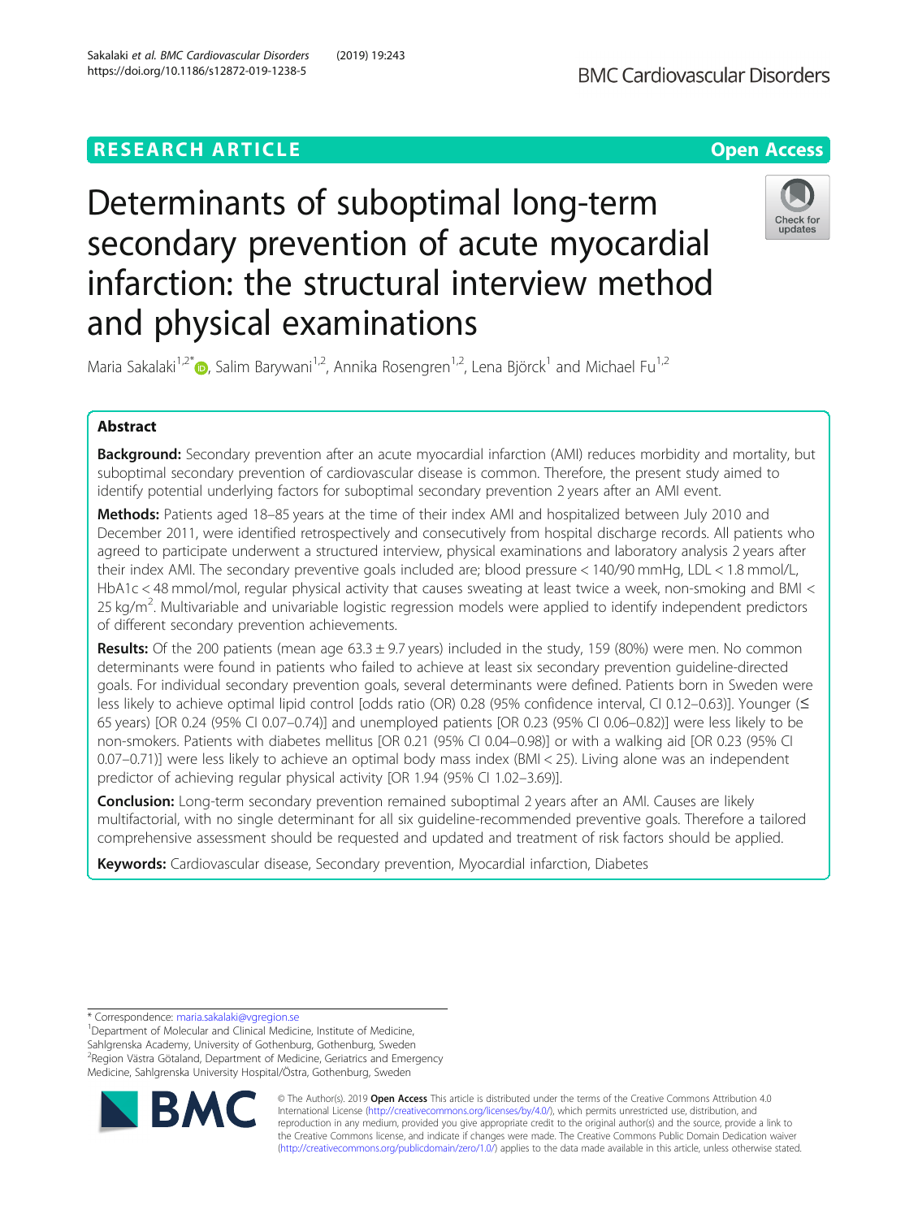RESEARCH ARTICLE

Open Access

# Determinants of suboptimal long-term secondary prevention of acute myocardial infarction: the structural interview method and physical examinations

Maria Sakalaki[1,2*], Salim Barywani[1,2], Annika Rosengren[1,2], Lena Björck[1] and Michael Fu[1,2]

## Abstract

**Background:** Secondary prevention after an acute myocardial infarction (AMI) reduces morbidity and mortality, but suboptimal secondary prevention of cardiovascular disease is common. Therefore, the present study aimed to identify potential underlying factors for suboptimal secondary prevention 2 years after an AMI event.

**Methods:** Patients aged 18–85 years at the time of their index AMI and hospitalized between July 2010 and December 2011, were identified retrospectively and consecutively from hospital discharge records. All patients who agreed to participate underwent a structured interview, physical examinations and laboratory analysis 2 years after their index AMI. The secondary preventive goals included are; blood pressure < 140/90 mmHg, LDL < 1.8 mmol/L, HbA1c < 48 mmol/mol, regular physical activity that causes sweating at least twice a week, non-smoking and BMI < 25 kg/m$^2$. Multivariable and univariable logistic regression models were applied to identify independent predictors of different secondary prevention achievements.

**Results:** Of the 200 patients (mean age 63.3 ± 9.7 years) included in the study, 159 (80%) were men. No common determinants were found in patients who failed to achieve at least six secondary prevention guideline-directed goals. For individual secondary prevention goals, several determinants were defined. Patients born in Sweden were less likely to achieve optimal lipid control [odds ratio (OR) 0.28 (95% confidence interval, CI 0.12–0.63)]. Younger (≤ 65 years) [OR 0.24 (95% CI 0.07–0.74)] and unemployed patients [OR 0.23 (95% CI 0.06–0.82)] were less likely to be non-smokers. Patients with diabetes mellitus [OR 0.21 (95% CI 0.04–0.98)] or with a walking aid [OR 0.23 (95% CI 0.07–0.71)] were less likely to achieve an optimal body mass index (BMI < 25). Living alone was an independent predictor of achieving regular physical activity [OR 1.94 (95% CI 1.02–3.69)].

**Conclusion:** Long-term secondary prevention remained suboptimal 2 years after an AMI. Causes are likely multifactorial, with no single determinant for all six guideline-recommended preventive goals. Therefore a tailored comprehensive assessment should be requested and updated and treatment of risk factors should be applied.

**Keywords:** Cardiovascular disease, Secondary prevention, Myocardial infarction, Diabetes

* Correspondence: maria.sakalaki@vgregion.se
[1]Department of Molecular and Clinical Medicine, Institute of Medicine, Sahlgrenska Academy, University of Gothenburg, Gothenburg, Sweden
[2]Region Västra Götaland, Department of Medicine, Geriatrics and Emergency Medicine, Sahlgrenska University Hospital/Östra, Gothenburg, Sweden

© The Author(s). 2019 **Open Access** This article is distributed under the terms of the Creative Commons Attribution 4.0 International License (http://creativecommons.org/licenses/by/4.0/), which permits unrestricted use, distribution, and reproduction in any medium, provided you give appropriate credit to the original author(s) and the source, provide a link to the Creative Commons license, and indicate if changes were made. The Creative Commons Public Domain Dedication waiver (http://creativecommons.org/publicdomain/zero/1.0/) applies to the data made available in this article, unless otherwise stated.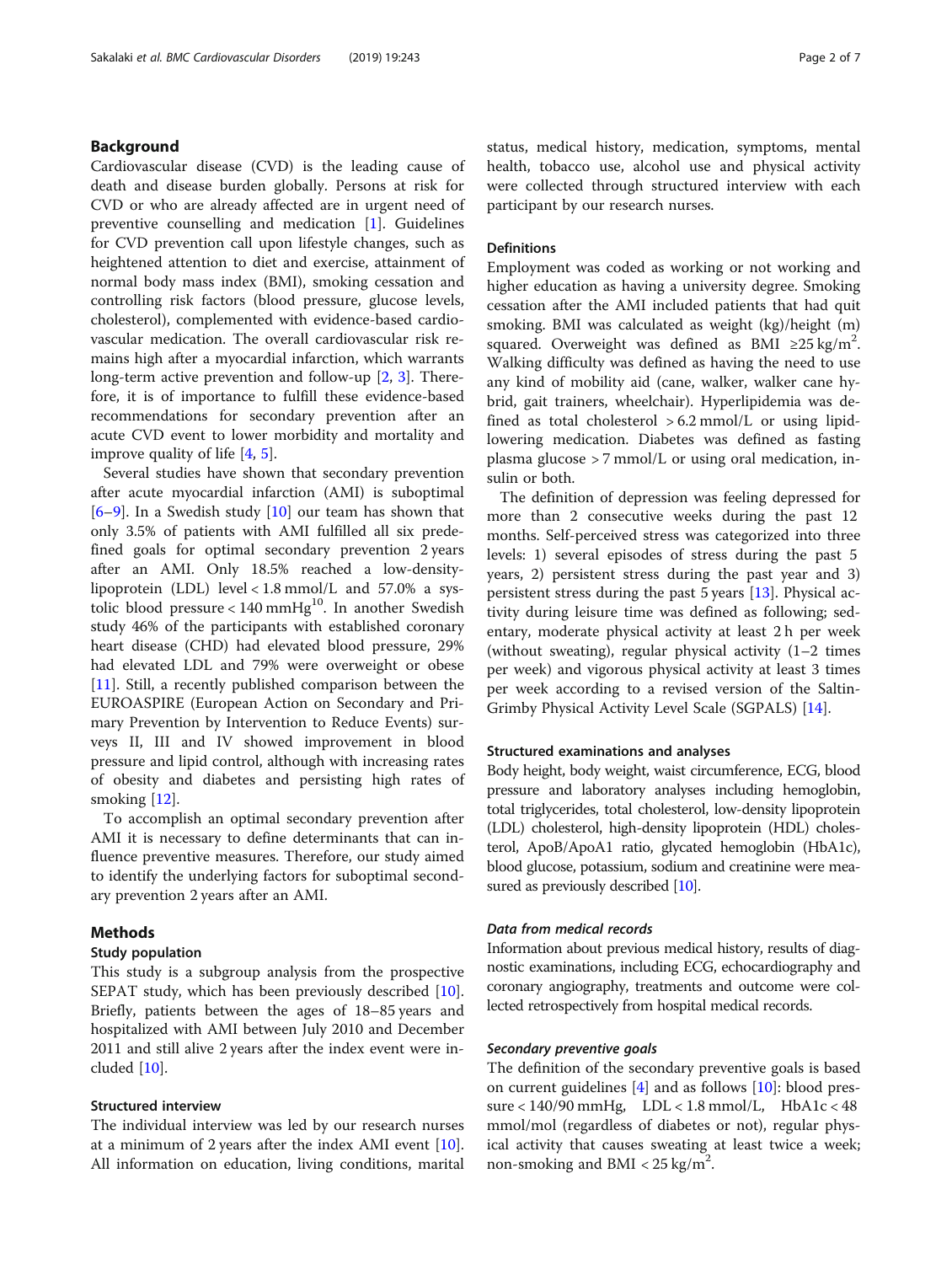## Background

Cardiovascular disease (CVD) is the leading cause of death and disease burden globally. Persons at risk for CVD or who are already affected are in urgent need of preventive counselling and medication [1]. Guidelines for CVD prevention call upon lifestyle changes, such as heightened attention to diet and exercise, attainment of normal body mass index (BMI), smoking cessation and controlling risk factors (blood pressure, glucose levels, cholesterol), complemented with evidence-based cardiovascular medication. The overall cardiovascular risk remains high after a myocardial infarction, which warrants long-term active prevention and follow-up [2, 3]. Therefore, it is of importance to fulfill these evidence-based recommendations for secondary prevention after an acute CVD event to lower morbidity and mortality and improve quality of life [4, 5].

Several studies have shown that secondary prevention after acute myocardial infarction (AMI) is suboptimal [6–9]. In a Swedish study [10] our team has shown that only 3.5% of patients with AMI fulfilled all six predefined goals for optimal secondary prevention 2 years after an AMI. Only 18.5% reached a low-density-lipoprotein (LDL) level < 1.8 mmol/L and 57.0% a systolic blood pressure < 140 mmHg[10]. In another Swedish study 46% of the participants with established coronary heart disease (CHD) had elevated blood pressure, 29% had elevated LDL and 79% were overweight or obese [11]. Still, a recently published comparison between the EUROASPIRE (European Action on Secondary and Primary Prevention by Intervention to Reduce Events) surveys II, III and IV showed improvement in blood pressure and lipid control, although with increasing rates of obesity and diabetes and persisting high rates of smoking [12].

To accomplish an optimal secondary prevention after AMI it is necessary to define determinants that can influence preventive measures. Therefore, our study aimed to identify the underlying factors for suboptimal secondary prevention 2 years after an AMI.

## Methods

### Study population

This study is a subgroup analysis from the prospective SEPAT study, which has been previously described [10]. Briefly, patients between the ages of 18–85 years and hospitalized with AMI between July 2010 and December 2011 and still alive 2 years after the index event were included [10].

### Structured interview

The individual interview was led by our research nurses at a minimum of 2 years after the index AMI event [10]. All information on education, living conditions, marital status, medical history, medication, symptoms, mental health, tobacco use, alcohol use and physical activity were collected through structured interview with each participant by our research nurses.

### Definitions

Employment was coded as working or not working and higher education as having a university degree. Smoking cessation after the AMI included patients that had quit smoking. BMI was calculated as weight (kg)/height (m) squared. Overweight was defined as BMI $\geq 25\ \text{kg/m}^2$. Walking difficulty was defined as having the need to use any kind of mobility aid (cane, walker, walker cane hybrid, gait trainers, wheelchair). Hyperlipidemia was defined as total cholesterol > 6.2 mmol/L or using lipid-lowering medication. Diabetes was defined as fasting plasma glucose > 7 mmol/L or using oral medication, insulin or both.

The definition of depression was feeling depressed for more than 2 consecutive weeks during the past 12 months. Self-perceived stress was categorized into three levels: 1) several episodes of stress during the past 5 years, 2) persistent stress during the past year and 3) persistent stress during the past 5 years [13]. Physical activity during leisure time was defined as following; sedentary, moderate physical activity at least 2 h per week (without sweating), regular physical activity (1–2 times per week) and vigorous physical activity at least 3 times per week according to a revised version of the Saltin-Grimby Physical Activity Level Scale (SGPALS) [14].

### Structured examinations and analyses

Body height, body weight, waist circumference, ECG, blood pressure and laboratory analyses including hemoglobin, total triglycerides, total cholesterol, low-density lipoprotein (LDL) cholesterol, high-density lipoprotein (HDL) cholesterol, ApoB/ApoA1 ratio, glycated hemoglobin (HbA1c), blood glucose, potassium, sodium and creatinine were measured as previously described [10].

#### *Data from medical records*

Information about previous medical history, results of diagnostic examinations, including ECG, echocardiography and coronary angiography, treatments and outcome were collected retrospectively from hospital medical records.

#### *Secondary preventive goals*

The definition of the secondary preventive goals is based on current guidelines [4] and as follows [10]: blood pressure < 140/90 mmHg, LDL < 1.8 mmol/L, HbA1c < 48 mmol/mol (regardless of diabetes or not), regular physical activity that causes sweating at least twice a week; non-smoking and BMI $< 25\ \text{kg/m}^2$.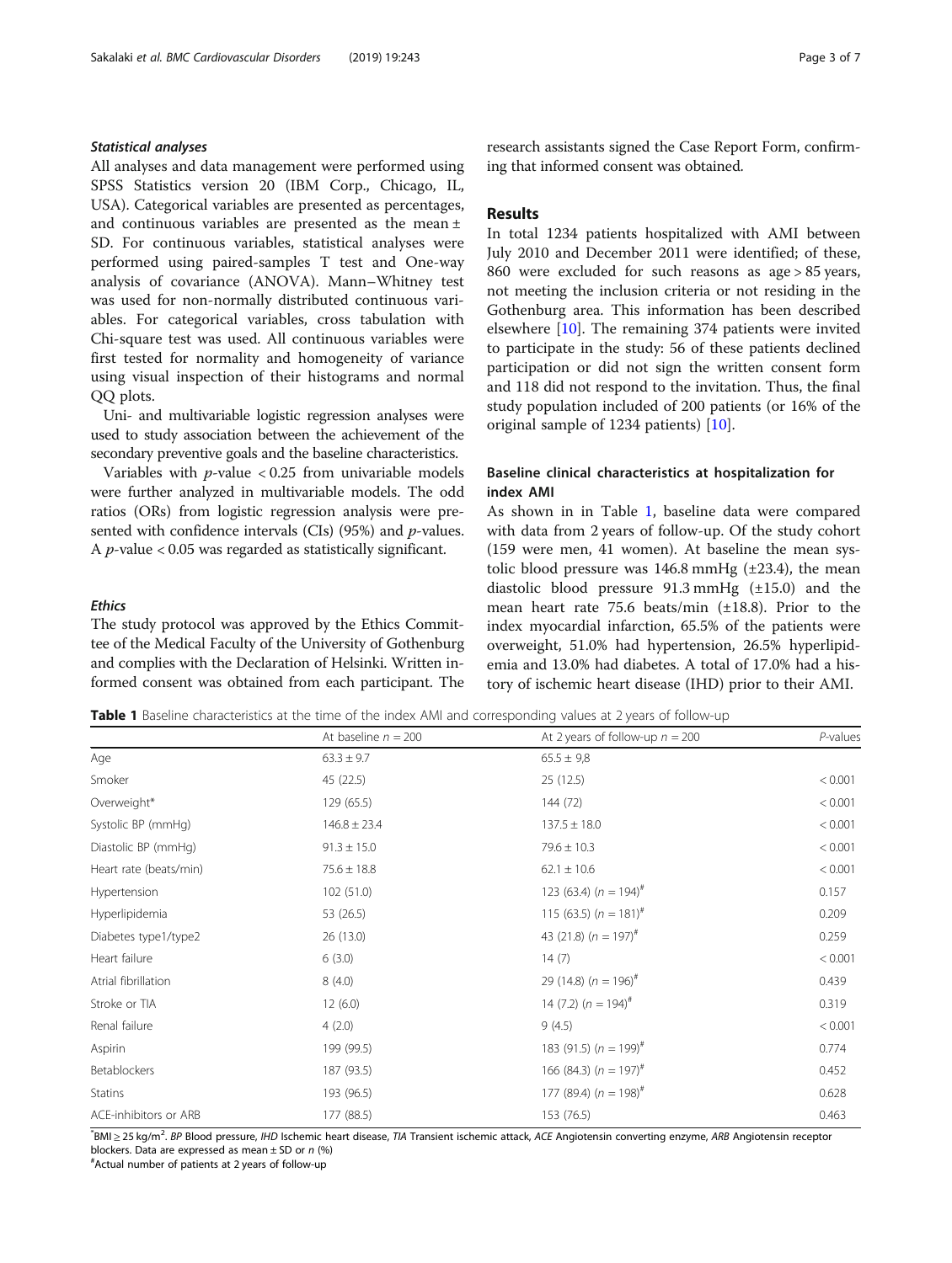### *Statistical analyses*

All analyses and data management were performed using SPSS Statistics version 20 (IBM Corp., Chicago, IL, USA). Categorical variables are presented as percentages, and continuous variables are presented as the mean ± SD. For continuous variables, statistical analyses were performed using paired-samples T test and One-way analysis of covariance (ANOVA). Mann–Whitney test was used for non-normally distributed continuous variables. For categorical variables, cross tabulation with Chi-square test was used. All continuous variables were first tested for normality and homogeneity of variance using visual inspection of their histograms and normal QQ plots.

Uni- and multivariable logistic regression analyses were used to study association between the achievement of the secondary preventive goals and the baseline characteristics.

Variables with $p$-value < 0.25 from univariable models were further analyzed in multivariable models. The odd ratios (ORs) from logistic regression analysis were presented with confidence intervals (CIs) (95%) and $p$-values. A $p$-value < 0.05 was regarded as statistically significant.

### *Ethics*

The study protocol was approved by the Ethics Committee of the Medical Faculty of the University of Gothenburg and complies with the Declaration of Helsinki. Written informed consent was obtained from each participant. The research assistants signed the Case Report Form, confirming that informed consent was obtained.

## Results

In total 1234 patients hospitalized with AMI between July 2010 and December 2011 were identified; of these, 860 were excluded for such reasons as age > 85 years, not meeting the inclusion criteria or not residing in the Gothenburg area. This information has been described elsewhere [10]. The remaining 374 patients were invited to participate in the study: 56 of these patients declined participation or did not sign the written consent form and 118 did not respond to the invitation. Thus, the final study population included of 200 patients (or 16% of the original sample of 1234 patients) [10].

### Baseline clinical characteristics at hospitalization for index AMI

As shown in in Table 1, baseline data were compared with data from 2 years of follow-up. Of the study cohort (159 were men, 41 women). At baseline the mean systolic blood pressure was 146.8 mmHg (±23.4), the mean diastolic blood pressure 91.3 mmHg (±15.0) and the mean heart rate 75.6 beats/min (±18.8). Prior to the index myocardial infarction, 65.5% of the patients were overweight, 51.0% had hypertension, 26.5% hyperlipidemia and 13.0% had diabetes. A total of 17.0% had a history of ischemic heart disease (IHD) prior to their AMI.

**Table 1** Baseline characteristics at the time of the index AMI and corresponding values at 2 years of follow-up

| | At baseline $n = 200$ | At 2 years of follow-up $n = 200$ | *P*-values |
|---|---|---|---|
| Age | 63.3 ± 9.7 | 65.5 ± 9,8 | |
| Smoker | 45 (22.5) | 25 (12.5) | < 0.001 |
| Overweight* | 129 (65.5) | 144 (72) | < 0.001 |
| Systolic BP (mmHg) | 146.8 ± 23.4 | 137.5 ± 18.0 | < 0.001 |
| Diastolic BP (mmHg) | 91.3 ± 15.0 | 79.6 ± 10.3 | < 0.001 |
| Heart rate (beats/min) | 75.6 ± 18.8 | 62.1 ± 10.6 | < 0.001 |
| Hypertension | 102 (51.0) | 123 (63.4) ($n = 194$)# | 0.157 |
| Hyperlipidemia | 53 (26.5) | 115 (63.5) ($n = 181$)# | 0.209 |
| Diabetes type1/type2 | 26 (13.0) | 43 (21.8) ($n = 197$)# | 0.259 |
| Heart failure | 6 (3.0) | 14 (7) | < 0.001 |
| Atrial fibrillation | 8 (4.0) | 29 (14.8) ($n = 196$)# | 0.439 |
| Stroke or TIA | 12 (6.0) | 14 (7.2) ($n = 194$)# | 0.319 |
| Renal failure | 4 (2.0) | 9 (4.5) | < 0.001 |
| Aspirin | 199 (99.5) | 183 (91.5) ($n = 199$)# | 0.774 |
| Betablockers | 187 (93.5) | 166 (84.3) ($n = 197$)# | 0.452 |
| Statins | 193 (96.5) | 177 (89.4) ($n = 198$)# | 0.628 |
| ACE-inhibitors or ARB | 177 (88.5) | 153 (76.5) | 0.463 |

*BMI ≥ 25 kg/m$^2$. *BP* Blood pressure, *IHD* Ischemic heart disease, *TIA* Transient ischemic attack, *ACE* Angiotensin converting enzyme, *ARB* Angiotensin receptor blockers. Data are expressed as mean ± SD or *n* (%)

#Actual number of patients at 2 years of follow-up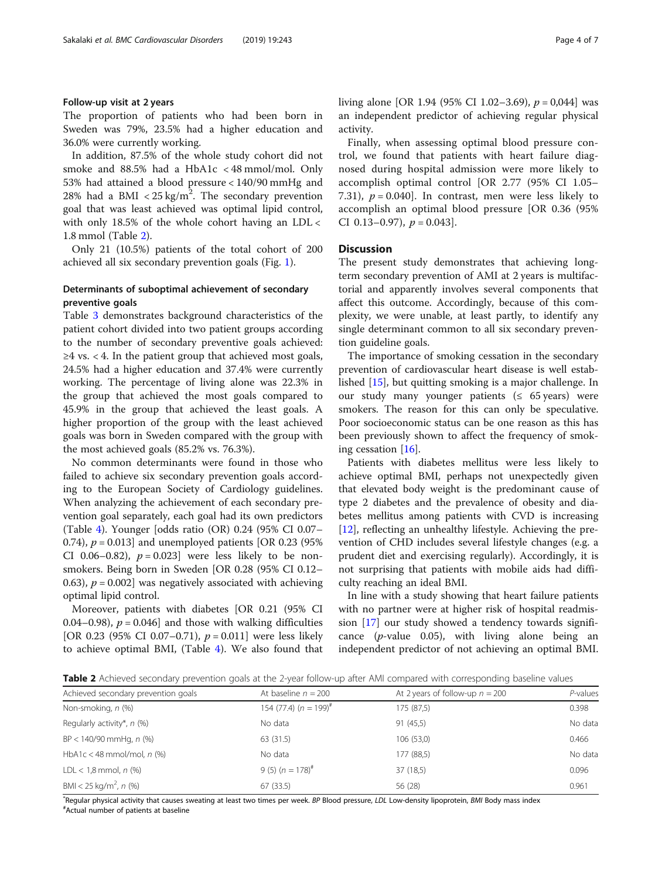### Follow-up visit at 2 years

The proportion of patients who had been born in Sweden was 79%, 23.5% had a higher education and 36.0% were currently working.

In addition, 87.5% of the whole study cohort did not smoke and 88.5% had a HbA1c < 48 mmol/mol. Only 53% had attained a blood pressure < 140/90 mmHg and 28% had a BMI $< 25\ \text{kg/m}^2$. The secondary prevention goal that was least achieved was optimal lipid control, with only 18.5% of the whole cohort having an LDL < 1.8 mmol (Table 2).

Only 21 (10.5%) patients of the total cohort of 200 achieved all six secondary prevention goals (Fig. 1).

### Determinants of suboptimal achievement of secondary preventive goals

Table 3 demonstrates background characteristics of the patient cohort divided into two patient groups according to the number of secondary preventive goals achieved: ≥4 vs. < 4. In the patient group that achieved most goals, 24.5% had a higher education and 37.4% were currently working. The percentage of living alone was 22.3% in the group that achieved the most goals compared to 45.9% in the group that achieved the least goals. A higher proportion of the group with the least achieved goals was born in Sweden compared with the group with the most achieved goals (85.2% vs. 76.3%).

No common determinants were found in those who failed to achieve six secondary prevention goals according to the European Society of Cardiology guidelines. When analyzing the achievement of each secondary prevention goal separately, each goal had its own predictors (Table 4). Younger [odds ratio (OR) 0.24 (95% CI 0.07–0.74), $p = 0.013$] and unemployed patients [OR 0.23 (95% CI 0.06–0.82), $p = 0.023$] were less likely to be non-smokers. Being born in Sweden [OR 0.28 (95% CI 0.12–0.63), $p = 0.002$] was negatively associated with achieving optimal lipid control.

Moreover, patients with diabetes [OR 0.21 (95% CI 0.04–0.98), $p = 0.046$] and those with walking difficulties [OR 0.23 (95% CI 0.07–0.71), $p = 0.011$] were less likely to achieve optimal BMI, (Table 4). We also found that living alone [OR 1.94 (95% CI 1.02–3.69), $p = 0{,}044$] was an independent predictor of achieving regular physical activity.

Finally, when assessing optimal blood pressure control, we found that patients with heart failure diagnosed during hospital admission were more likely to accomplish optimal control [OR 2.77 (95% CI 1.05–7.31), $p = 0.040$]. In contrast, men were less likely to accomplish an optimal blood pressure [OR 0.36 (95% CI 0.13–0.97), $p = 0.043$].

## Discussion

The present study demonstrates that achieving long-term secondary prevention of AMI at 2 years is multifactorial and apparently involves several components that affect this outcome. Accordingly, because of this complexity, we were unable, at least partly, to identify any single determinant common to all six secondary prevention guideline goals.

The importance of smoking cessation in the secondary prevention of cardiovascular heart disease is well established [15], but quitting smoking is a major challenge. In our study many younger patients (≤ 65 years) were smokers. The reason for this can only be speculative. Poor socioeconomic status can be one reason as this has been previously shown to affect the frequency of smoking cessation [16].

Patients with diabetes mellitus were less likely to achieve optimal BMI, perhaps not unexpectedly given that elevated body weight is the predominant cause of type 2 diabetes and the prevalence of obesity and diabetes mellitus among patients with CVD is increasing [12], reflecting an unhealthy lifestyle. Achieving the prevention of CHD includes several lifestyle changes (e.g. a prudent diet and exercising regularly). Accordingly, it is not surprising that patients with mobile aids had difficulty reaching an ideal BMI.

In line with a study showing that heart failure patients with no partner were at higher risk of hospital readmission [17] our study showed a tendency towards significance ($p$-value 0.05), with living alone being an independent predictor of not achieving an optimal BMI.

**Table 2** Achieved secondary prevention goals at the 2-year follow-up after AMI compared with corresponding baseline values

| Achieved secondary prevention goals | At baseline $n = 200$ | At 2 years of follow-up $n = 200$ | $P$-values |
|---|---|---|---|
| Non-smoking, $n$ (%) | 154 (77.4) ($n = 199$)[#] | 175 (87,5) | 0.398 |
| Regularly activity*, $n$ (%) | No data | 91 (45,5) | No data |
| BP < 140/90 mmHg, $n$ (%) | 63 (31.5) | 106 (53,0) | 0.466 |
| HbA1c < 48 mmol/mol, $n$ (%) | No data | 177 (88,5) | No data |
| LDL < 1,8 mmol, $n$ (%) | 9 (5) ($n = 178$)[#] | 37 (18,5) | 0.096 |
| BMI $< 25\ \text{kg/m}^2$, $n$ (%) | 67 (33.5) | 56 (28) | 0.961 |

*Regular physical activity that causes sweating at least two times per week. *BP* Blood pressure, *LDL* Low-density lipoprotein, *BMI* Body mass index
#Actual number of patients at baseline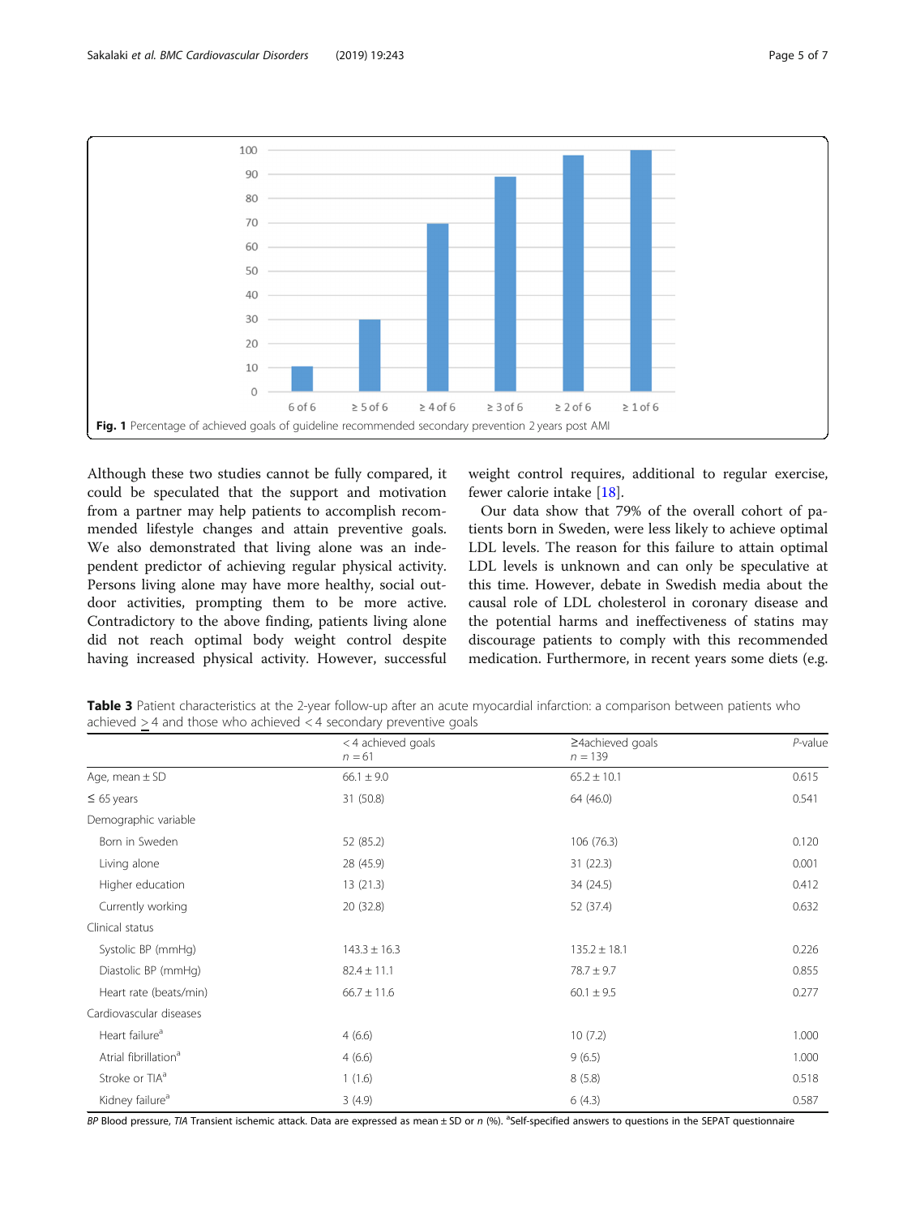Fig. 1 Percentage of achieved goals of guideline recommended secondary prevention 2 years post AMI

Although these two studies cannot be fully compared, it could be speculated that the support and motivation from a partner may help patients to accomplish recommended lifestyle changes and attain preventive goals. We also demonstrated that living alone was an independent predictor of achieving regular physical activity. Persons living alone may have more healthy, social outdoor activities, prompting them to be more active. Contradictory to the above finding, patients living alone did not reach optimal body weight control despite having increased physical activity. However, successful weight control requires, additional to regular exercise, fewer calorie intake [18].

Our data show that 79% of the overall cohort of patients born in Sweden, were less likely to achieve optimal LDL levels. The reason for this failure to attain optimal LDL levels is unknown and can only be speculative at this time. However, debate in Swedish media about the causal role of LDL cholesterol in coronary disease and the potential harms and ineffectiveness of statins may discourage patients to comply with this recommended medication. Furthermore, in recent years some diets (e.g.

**Table 3** Patient characteristics at the 2-year follow-up after an acute myocardial infarction: a comparison between patients who achieved ≥ 4 and those who achieved < 4 secondary preventive goals

| | < 4 achieved goals n = 61 | ≥4achieved goals n = 139 | P-value |
|---|---|---|---|
| Age, mean ± SD | 66.1 ± 9.0 | 65.2 ± 10.1 | 0.615 |
| ≤ 65 years | 31 (50.8) | 64 (46.0) | 0.541 |
| Demographic variable | | | |
| Born in Sweden | 52 (85.2) | 106 (76.3) | 0.120 |
| Living alone | 28 (45.9) | 31 (22.3) | 0.001 |
| Higher education | 13 (21.3) | 34 (24.5) | 0.412 |
| Currently working | 20 (32.8) | 52 (37.4) | 0.632 |
| Clinical status | | | |
| Systolic BP (mmHg) | 143.3 ± 16.3 | 135.2 ± 18.1 | 0.226 |
| Diastolic BP (mmHg) | 82.4 ± 11.1 | 78.7 ± 9.7 | 0.855 |
| Heart rate (beats/min) | 66.7 ± 11.6 | 60.1 ± 9.5 | 0.277 |
| Cardiovascular diseases | | | |
| Heart failure[a] | 4 (6.6) | 10 (7.2) | 1.000 |
| Atrial fibrillation[a] | 4 (6.6) | 9 (6.5) | 1.000 |
| Stroke or TIA[a] | 1 (1.6) | 8 (5.8) | 0.518 |
| Kidney failure[a] | 3 (4.9) | 6 (4.3) | 0.587 |

*BP* Blood pressure, *TIA* Transient ischemic attack. Data are expressed as mean ± SD or n (%). [a]Self-specified answers to questions in the SEPAT questionnaire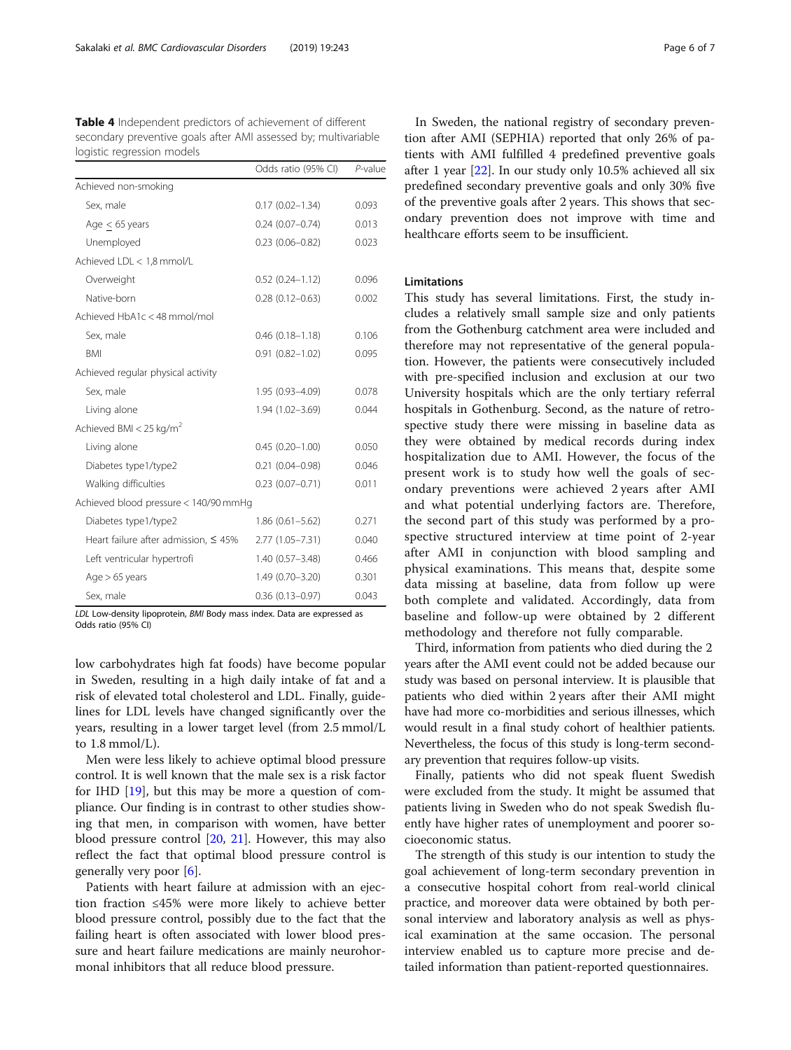**Table 4** Independent predictors of achievement of different secondary preventive goals after AMI assessed by; multivariable logistic regression models

| | Odds ratio (95% CI) | *P*-value |
|---|---|---|
| Achieved non-smoking | | |
| Sex, male | 0.17 (0.02–1.34) | 0.093 |
| Age < 65 years | 0.24 (0.07–0.74) | 0.013 |
| Unemployed | 0.23 (0.06–0.82) | 0.023 |
| Achieved LDL < 1,8 mmol/L | | |
| Overweight | 0.52 (0.24–1.12) | 0.096 |
| Native-born | 0.28 (0.12–0.63) | 0.002 |
| Achieved HbA1c < 48 mmol/mol | | |
| Sex, male | 0.46 (0.18–1.18) | 0.106 |
| BMI | 0.91 (0.82–1.02) | 0.095 |
| Achieved regular physical activity | | |
| Sex, male | 1.95 (0.93–4.09) | 0.078 |
| Living alone | 1.94 (1.02–3.69) | 0.044 |
| Achieved BMI < 25 kg/m$^2$ | | |
| Living alone | 0.45 (0.20–1.00) | 0.050 |
| Diabetes type1/type2 | 0.21 (0.04–0.98) | 0.046 |
| Walking difficulties | 0.23 (0.07–0.71) | 0.011 |
| Achieved blood pressure < 140/90 mmHg | | |
| Diabetes type1/type2 | 1.86 (0.61–5.62) | 0.271 |
| Heart failure after admission, ≤ 45% | 2.77 (1.05–7.31) | 0.040 |
| Left ventricular hypertrofi | 1.40 (0.57–3.48) | 0.466 |
| Age > 65 years | 1.49 (0.70–3.20) | 0.301 |
| Sex, male | 0.36 (0.13–0.97) | 0.043 |

*LDL* Low-density lipoprotein, *BMI* Body mass index. Data are expressed as Odds ratio (95% CI)

low carbohydrates high fat foods) have become popular in Sweden, resulting in a high daily intake of fat and a risk of elevated total cholesterol and LDL. Finally, guidelines for LDL levels have changed significantly over the years, resulting in a lower target level (from 2.5 mmol/L to 1.8 mmol/L).

Men were less likely to achieve optimal blood pressure control. It is well known that the male sex is a risk factor for IHD [19], but this may be more a question of compliance. Our finding is in contrast to other studies showing that men, in comparison with women, have better blood pressure control [20, 21]. However, this may also reflect the fact that optimal blood pressure control is generally very poor [6].

Patients with heart failure at admission with an ejection fraction ≤45% were more likely to achieve better blood pressure control, possibly due to the fact that the failing heart is often associated with lower blood pressure and heart failure medications are mainly neurohormonal inhibitors that all reduce blood pressure.

In Sweden, the national registry of secondary prevention after AMI (SEPHIA) reported that only 26% of patients with AMI fulfilled 4 predefined preventive goals after 1 year [22]. In our study only 10.5% achieved all six predefined secondary preventive goals and only 30% five of the preventive goals after 2 years. This shows that secondary prevention does not improve with time and healthcare efforts seem to be insufficient.

## Limitations

This study has several limitations. First, the study includes a relatively small sample size and only patients from the Gothenburg catchment area were included and therefore may not representative of the general population. However, the patients were consecutively included with pre-specified inclusion and exclusion at our two University hospitals which are the only tertiary referral hospitals in Gothenburg. Second, as the nature of retrospective study there were missing in baseline data as they were obtained by medical records during index hospitalization due to AMI. However, the focus of the present work is to study how well the goals of secondary preventions were achieved 2 years after AMI and what potential underlying factors are. Therefore, the second part of this study was performed by a prospective structured interview at time point of 2-year after AMI in conjunction with blood sampling and physical examinations. This means that, despite some data missing at baseline, data from follow up were both complete and validated. Accordingly, data from baseline and follow-up were obtained by 2 different methodology and therefore not fully comparable.

Third, information from patients who died during the 2 years after the AMI event could not be added because our study was based on personal interview. It is plausible that patients who died within 2 years after their AMI might have had more co-morbidities and serious illnesses, which would result in a final study cohort of healthier patients. Nevertheless, the focus of this study is long-term secondary prevention that requires follow-up visits.

Finally, patients who did not speak fluent Swedish were excluded from the study. It might be assumed that patients living in Sweden who do not speak Swedish fluently have higher rates of unemployment and poorer socioeconomic status.

The strength of this study is our intention to study the goal achievement of long-term secondary prevention in a consecutive hospital cohort from real-world clinical practice, and moreover data were obtained by both personal interview and laboratory analysis as well as physical examination at the same occasion. The personal interview enabled us to capture more precise and detailed information than patient-reported questionnaires.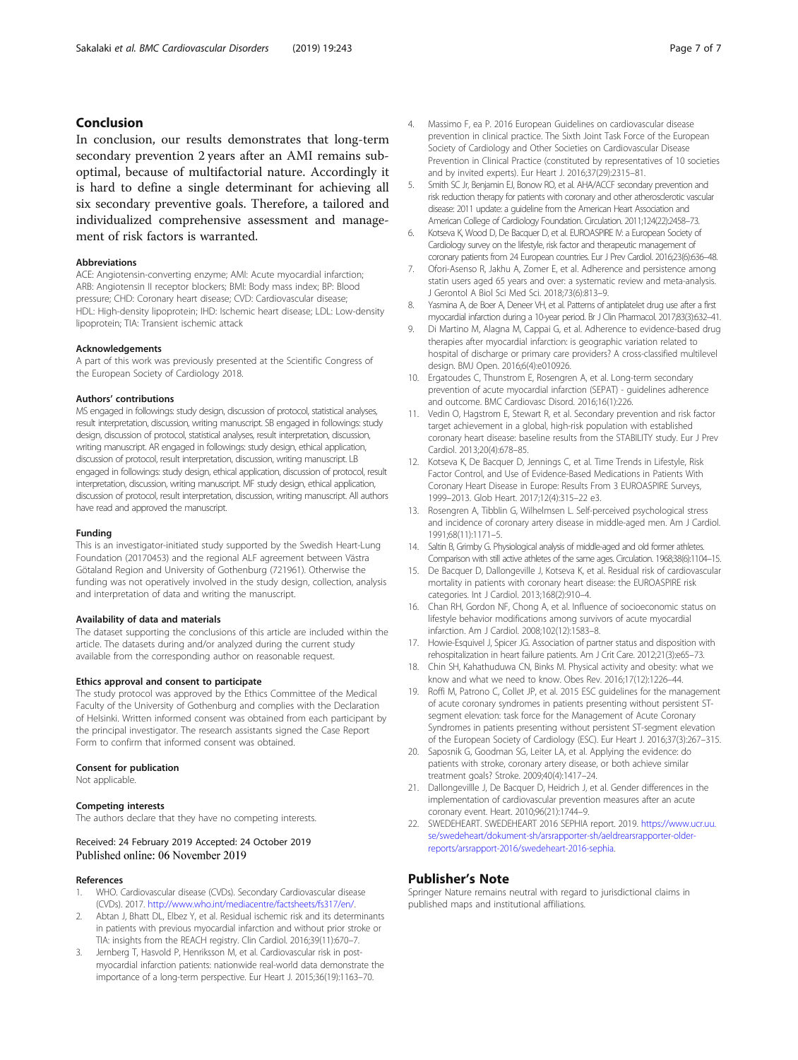## Conclusion

In conclusion, our results demonstrates that long-term secondary prevention 2 years after an AMI remains sub-optimal, because of multifactorial nature. Accordingly it is hard to define a single determinant for achieving all six secondary preventive goals. Therefore, a tailored and individualized comprehensive assessment and management of risk factors is warranted.

#### Abbreviations

ACE: Angiotensin-converting enzyme; AMI: Acute myocardial infarction; ARB: Angiotensin II receptor blockers; BMI: Body mass index; BP: Blood pressure; CHD: Coronary heart disease; CVD: Cardiovascular disease; HDL: High-density lipoprotein; IHD: Ischemic heart disease; LDL: Low-density lipoprotein; TIA: Transient ischemic attack

#### Acknowledgements

A part of this work was previously presented at the Scientific Congress of the European Society of Cardiology 2018.

#### Authors' contributions

MS engaged in followings: study design, discussion of protocol, statistical analyses, result interpretation, discussion, writing manuscript. SB engaged in followings: study design, discussion of protocol, statistical analyses, result interpretation, discussion, writing manuscript. AR engaged in followings: study design, ethical application, discussion of protocol, result interpretation, discussion, writing manuscript. LB engaged in followings: study design, ethical application, discussion of protocol, result interpretation, discussion, writing manuscript. MF study design, ethical application, discussion of protocol, result interpretation, discussion, writing manuscript. All authors have read and approved the manuscript.

#### Funding

This is an investigator-initiated study supported by the Swedish Heart-Lung Foundation (20170453) and the regional ALF agreement between Västra Götaland Region and University of Gothenburg (721961). Otherwise the funding was not operatively involved in the study design, collection, analysis and interpretation of data and writing the manuscript.

#### Availability of data and materials

The dataset supporting the conclusions of this article are included within the article. The datasets during and/or analyzed during the current study available from the corresponding author on reasonable request.

#### Ethics approval and consent to participate

The study protocol was approved by the Ethics Committee of the Medical Faculty of the University of Gothenburg and complies with the Declaration of Helsinki. Written informed consent was obtained from each participant by the principal investigator. The research assistants signed the Case Report Form to confirm that informed consent was obtained.

#### Consent for publication

Not applicable.

#### Competing interests

The authors declare that they have no competing interests.

Received: 24 February 2019 Accepted: 24 October 2019
Published online: 06 November 2019

#### References

1. WHO. Cardiovascular disease (CVDs). Secondary Cardiovascular disease (CVDs). 2017. http://www.who.int/mediacentre/factsheets/fs317/en/.
2. Abtan J, Bhatt DL, Elbez Y, et al. Residual ischemic risk and its determinants in patients with previous myocardial infarction and without prior stroke or TIA: insights from the REACH registry. Clin Cardiol. 2016;39(11):670–7.
3. Jernberg T, Hasvold P, Henriksson M, et al. Cardiovascular risk in post-myocardial infarction patients: nationwide real-world data demonstrate the importance of a long-term perspective. Eur Heart J. 2015;36(19):1163–70.
4. Massimo F, ea P. 2016 European Guidelines on cardiovascular disease prevention in clinical practice. The Sixth Joint Task Force of the European Society of Cardiology and Other Societies on Cardiovascular Disease Prevention in Clinical Practice (constituted by representatives of 10 societies and by invited experts). Eur Heart J. 2016;37(29):2315–81.
5. Smith SC Jr, Benjamin EJ, Bonow RO, et al. AHA/ACCF secondary prevention and risk reduction therapy for patients with coronary and other atherosclerotic vascular disease: 2011 update: a guideline from the American Heart Association and American College of Cardiology Foundation. Circulation. 2011;124(22):2458–73.
6. Kotseva K, Wood D, De Bacquer D, et al. EUROASPIRE IV: a European Society of Cardiology survey on the lifestyle, risk factor and therapeutic management of coronary patients from 24 European countries. Eur J Prev Cardiol. 2016;23(6):636–48.
7. Ofori-Asenso R, Jakhu A, Zomer E, et al. Adherence and persistence among statin users aged 65 years and over: a systematic review and meta-analysis. J Gerontol A Biol Sci Med Sci. 2018;73(6):813–9.
8. Yasmina A, de Boer A, Deneer VH, et al. Patterns of antiplatelet drug use after a first myocardial infarction during a 10-year period. Br J Clin Pharmacol. 2017;83(3):632–41.
9. Di Martino M, Alagna M, Cappai G, et al. Adherence to evidence-based drug therapies after myocardial infarction: is geographic variation related to hospital of discharge or primary care providers? A cross-classified multilevel design. BMJ Open. 2016;6(4):e010926.
10. Ergatoudes C, Thunstrom E, Rosengren A, et al. Long-term secondary prevention of acute myocardial infarction (SEPAT) - guidelines adherence and outcome. BMC Cardiovasc Disord. 2016;16(1):226.
11. Vedin O, Hagstrom E, Stewart R, et al. Secondary prevention and risk factor target achievement in a global, high-risk population with established coronary heart disease: baseline results from the STABILITY study. Eur J Prev Cardiol. 2013;20(4):678–85.
12. Kotseva K, De Bacquer D, Jennings C, et al. Time Trends in Lifestyle, Risk Factor Control, and Use of Evidence-Based Medications in Patients With Coronary Heart Disease in Europe: Results From 3 EUROASPIRE Surveys, 1999–2013. Glob Heart. 2017;12(4):315–22 e3.
13. Rosengren A, Tibblin G, Wilhelmsen L. Self-perceived psychological stress and incidence of coronary artery disease in middle-aged men. Am J Cardiol. 1991;68(11):1171–5.
14. Saltin B, Grimby G. Physiological analysis of middle-aged and old former athletes. Comparison with still active athletes of the same ages. Circulation. 1968;38(6):1104–15.
15. De Bacquer D, Dallongeville J, Kotseva K, et al. Residual risk of cardiovascular mortality in patients with coronary heart disease: the EUROASPIRE risk categories. Int J Cardiol. 2013;168(2):910–4.
16. Chan RH, Gordon NF, Chong A, et al. Influence of socioeconomic status on lifestyle behavior modifications among survivors of acute myocardial infarction. Am J Cardiol. 2008;102(12):1583–8.
17. Howie-Esquivel J, Spicer JG. Association of partner status and disposition with rehospitalization in heart failure patients. Am J Crit Care. 2012;21(3):e65–73.
18. Chin SH, Kahathuduwa CN, Binks M. Physical activity and obesity: what we know and what we need to know. Obes Rev. 2016;17(12):1226–44.
19. Roffi M, Patrono C, Collet JP, et al. 2015 ESC guidelines for the management of acute coronary syndromes in patients presenting without persistent ST-segment elevation: task force for the Management of Acute Coronary Syndromes in patients presenting without persistent ST-segment elevation of the European Society of Cardiology (ESC). Eur Heart J. 2016;37(3):267–315.
20. Saposnik G, Goodman SG, Leiter LA, et al. Applying the evidence: do patients with stroke, coronary artery disease, or both achieve similar treatment goals? Stroke. 2009;40(4):1417–24.
21. Dallongevillle J, De Bacquer D, Heidrich J, et al. Gender differences in the implementation of cardiovascular prevention measures after an acute coronary event. Heart. 2010;96(21):1744–9.
22. SWEDEHEART. SWEDEHEART 2016 SEPHIA report. 2019. https://www.ucr.uu.se/swedeheart/dokument-sh/arsrapporter-sh/aeldrearsrapporter-older-reports/arsrapport-2016/swedeheart-2016-sephia.

## Publisher's Note

Springer Nature remains neutral with regard to jurisdictional claims in published maps and institutional affiliations.